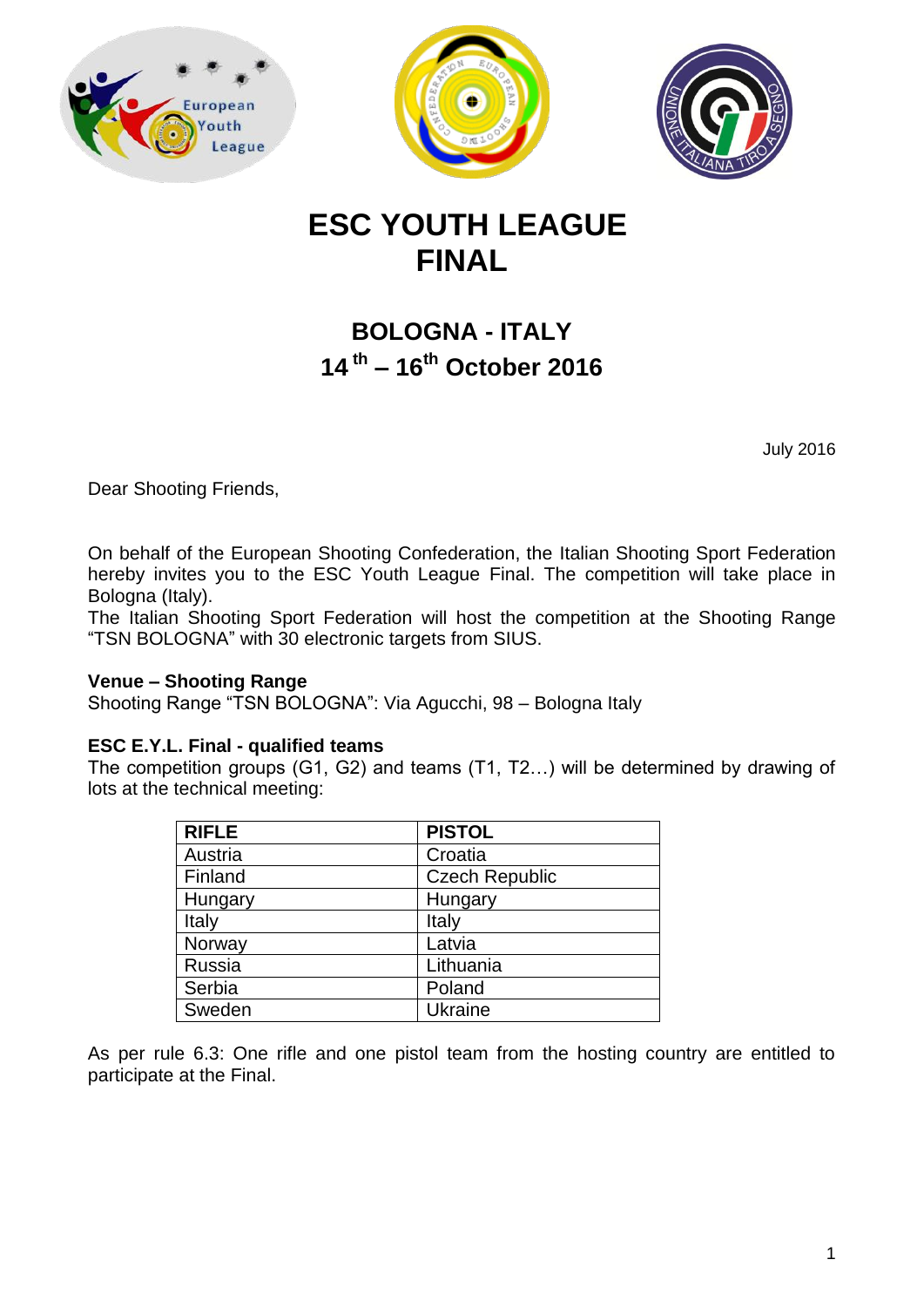# ESC YOUTH LEAGUE FINAL

## BOLOGNA - ITALY
## 14 th – 16th October 2016

July 2016

Dear Shooting Friends,

On behalf of the European Shooting Confederation, the Italian Shooting Sport Federation hereby invites you to the ESC Youth League Final. The competition will take place in Bologna (Italy).
The Italian Shooting Sport Federation will host the competition at the Shooting Range "TSN BOLOGNA" with 30 electronic targets from SIUS.

**Venue – Shooting Range**
Shooting Range "TSN BOLOGNA": Via Agucchi, 98 – Bologna Italy

**ESC E.Y.L. Final - qualified teams**
The competition groups (G1, G2) and teams (T1, T2…) will be determined by drawing of lots at the technical meeting:

| RIFLE | PISTOL |
|---|---|
| Austria | Croatia |
| Finland | Czech Republic |
| Hungary | Hungary |
| Italy | Italy |
| Norway | Latvia |
| Russia | Lithuania |
| Serbia | Poland |
| Sweden | Ukraine |

As per rule 6.3: One rifle and one pistol team from the hosting country are entitled to participate at the Final.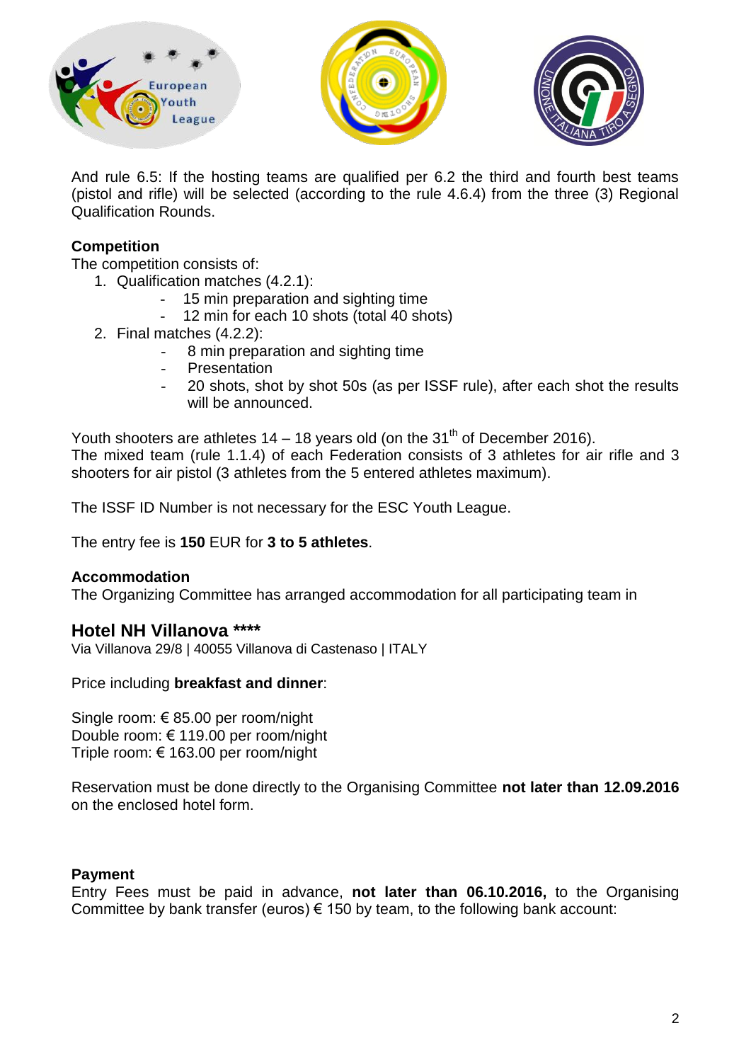And rule 6.5: If the hosting teams are qualified per 6.2 the third and fourth best teams (pistol and rifle) will be selected (according to the rule 4.6.4) from the three (3) Regional Qualification Rounds.

**Competition**

The competition consists of:

1. Qualification matches (4.2.1):
   - 15 min preparation and sighting time
   - 12 min for each 10 shots (total 40 shots)
2. Final matches (4.2.2):
   - 8 min preparation and sighting time
   - Presentation
   - 20 shots, shot by shot 50s (as per ISSF rule), after each shot the results will be announced.

Youth shooters are athletes 14 – 18 years old (on the 31th of December 2016).
The mixed team (rule 1.1.4) of each Federation consists of 3 athletes for air rifle and 3 shooters for air pistol (3 athletes from the 5 entered athletes maximum).

The ISSF ID Number is not necessary for the ESC Youth League.

The entry fee is **150** EUR for **3 to 5 athletes**.

**Accommodation**

The Organizing Committee has arranged accommodation for all participating team in

## Hotel NH Villanova ****

Via Villanova 29/8 | 40055 Villanova di Castenaso | ITALY

Price including **breakfast and dinner**:

Single room: € 85.00 per room/night
Double room: € 119.00 per room/night
Triple room: € 163.00 per room/night

Reservation must be done directly to the Organising Committee **not later than 12.09.2016** on the enclosed hotel form.

**Payment**

Entry Fees must be paid in advance, **not later than 06.10.2016,** to the Organising Committee by bank transfer (euros) € 150 by team, to the following bank account: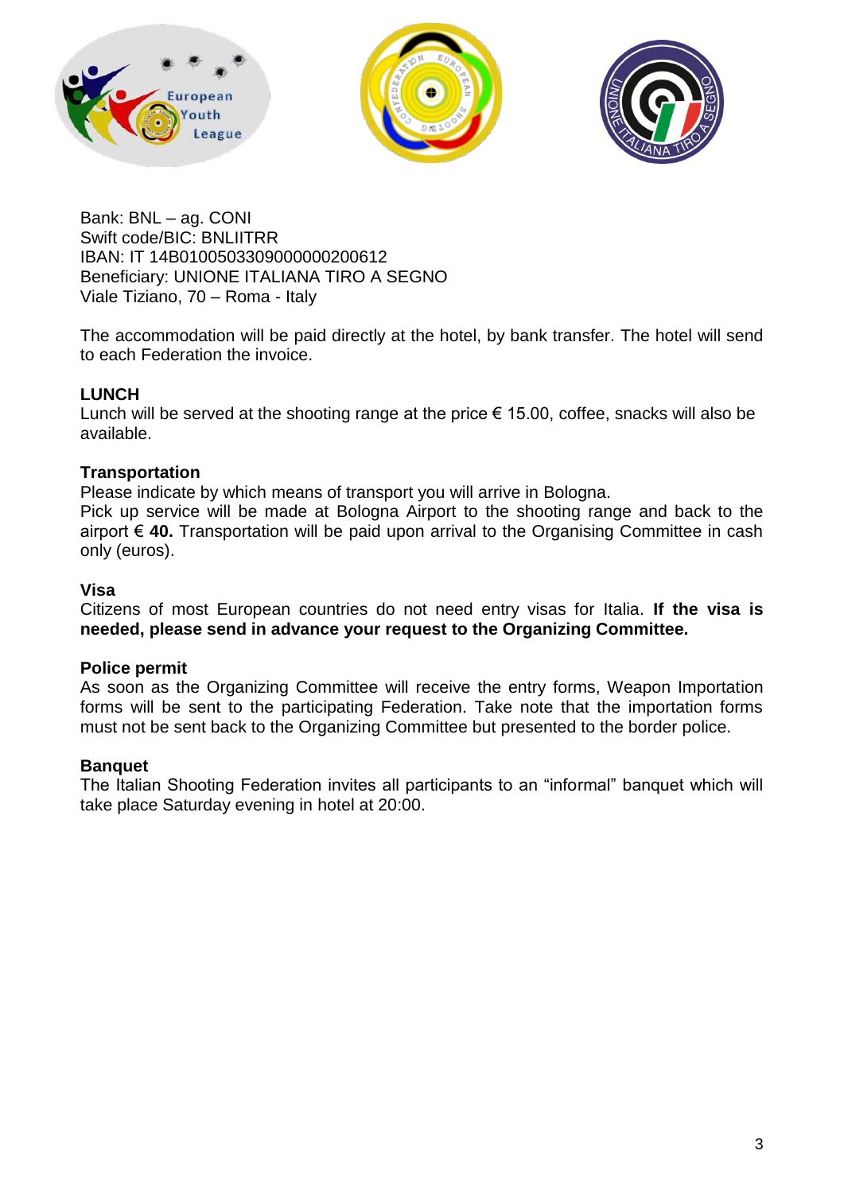Bank: BNL – ag. CONI
Swift code/BIC: BNLIITRR
IBAN: IT 14B0100503309000000200612
Beneficiary: UNIONE ITALIANA TIRO A SEGNO
Viale Tiziano, 70 – Roma - Italy

The accommodation will be paid directly at the hotel, by bank transfer. The hotel will send to each Federation the invoice.

**LUNCH**

Lunch will be served at the shooting range at the price € 15.00, coffee, snacks will also be available.

**Transportation**

Please indicate by which means of transport you will arrive in Bologna.
Pick up service will be made at Bologna Airport to the shooting range and back to the airport € **40.** Transportation will be paid upon arrival to the Organising Committee in cash only (euros).

**Visa**

Citizens of most European countries do not need entry visas for Italia. **If the visa is needed, please send in advance your request to the Organizing Committee.**

**Police permit**

As soon as the Organizing Committee will receive the entry forms, Weapon Importation forms will be sent to the participating Federation. Take note that the importation forms must not be sent back to the Organizing Committee but presented to the border police.

**Banquet**

The Italian Shooting Federation invites all participants to an "informal" banquet which will take place Saturday evening in hotel at 20:00.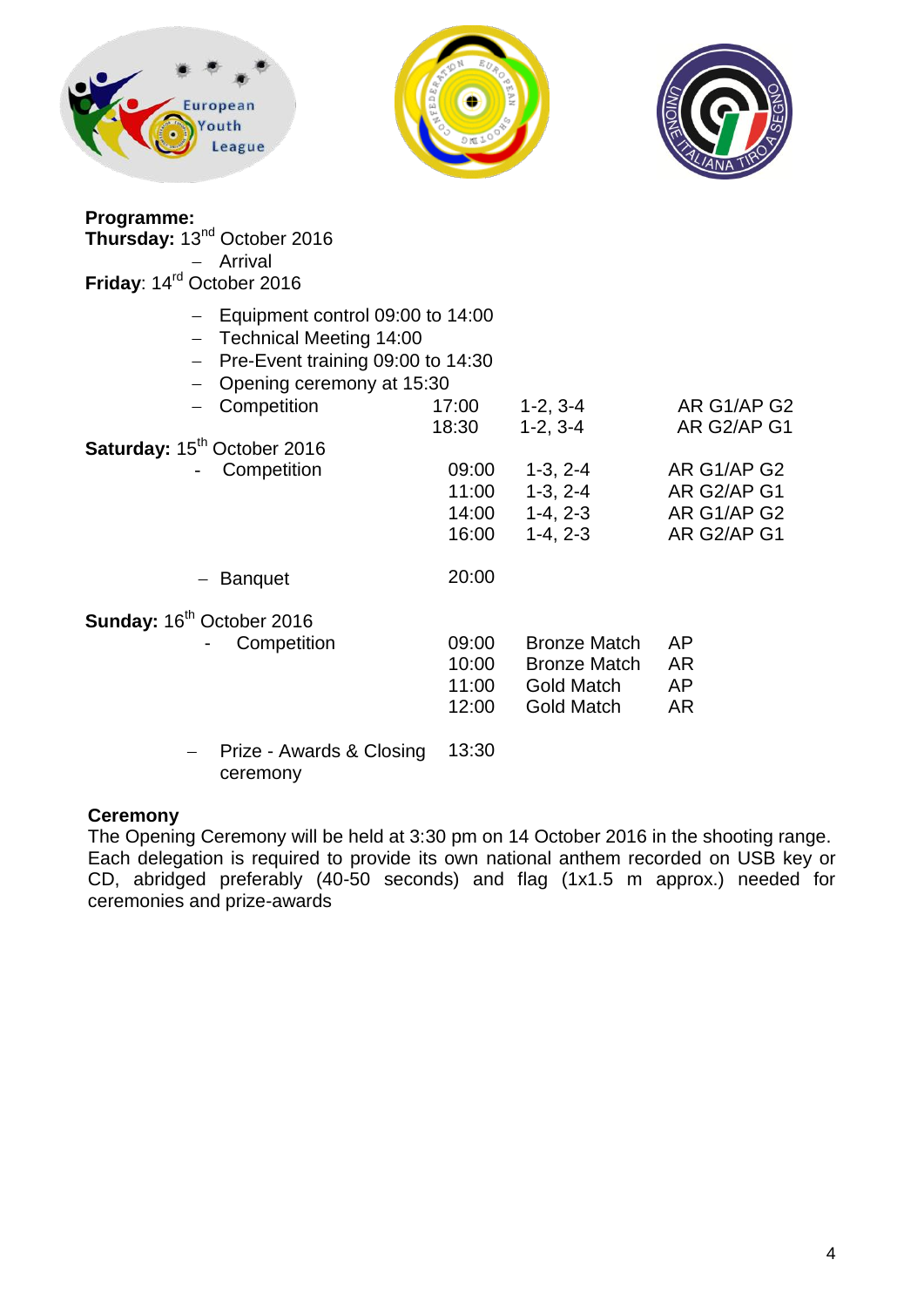**Programme:**

**Thursday:** 13[nd] October 2016

- Arrival

**Friday**: 14[rd] October 2016

- Equipment control 09:00 to 14:00
- Technical Meeting 14:00
- Pre-Event training 09:00 to 14:30
- Opening ceremony at 15:30

| | | | |
|---|---|---|---|
| – Competition | 17:00 | 1-2, 3-4 | AR G1/AP G2 |
| | 18:30 | 1-2, 3-4 | AR G2/AP G1 |

**Saturday:** 15[th] October 2016

| | | | |
|---|---|---|---|
| - Competition | 09:00 | 1-3, 2-4 | AR G1/AP G2 |
| | 11:00 | 1-3, 2-4 | AR G2/AP G1 |
| | 14:00 | 1-4, 2-3 | AR G1/AP G2 |
| | 16:00 | 1-4, 2-3 | AR G2/AP G1 |
| – Banquet | 20:00 | | |

**Sunday:** 16[th] October 2016

| | | | |
|---|---|---|---|
| - Competition | 09:00 | Bronze Match | AP |
| | 10:00 | Bronze Match | AR |
| | 11:00 | Gold Match | AP |
| | 12:00 | Gold Match | AR |
| – Prize - Awards & Closing ceremony | 13:30 | | |

**Ceremony**

The Opening Ceremony will be held at 3:30 pm on 14 October 2016 in the shooting range. Each delegation is required to provide its own national anthem recorded on USB key or CD, abridged preferably (40-50 seconds) and flag (1x1.5 m approx.) needed for ceremonies and prize-awards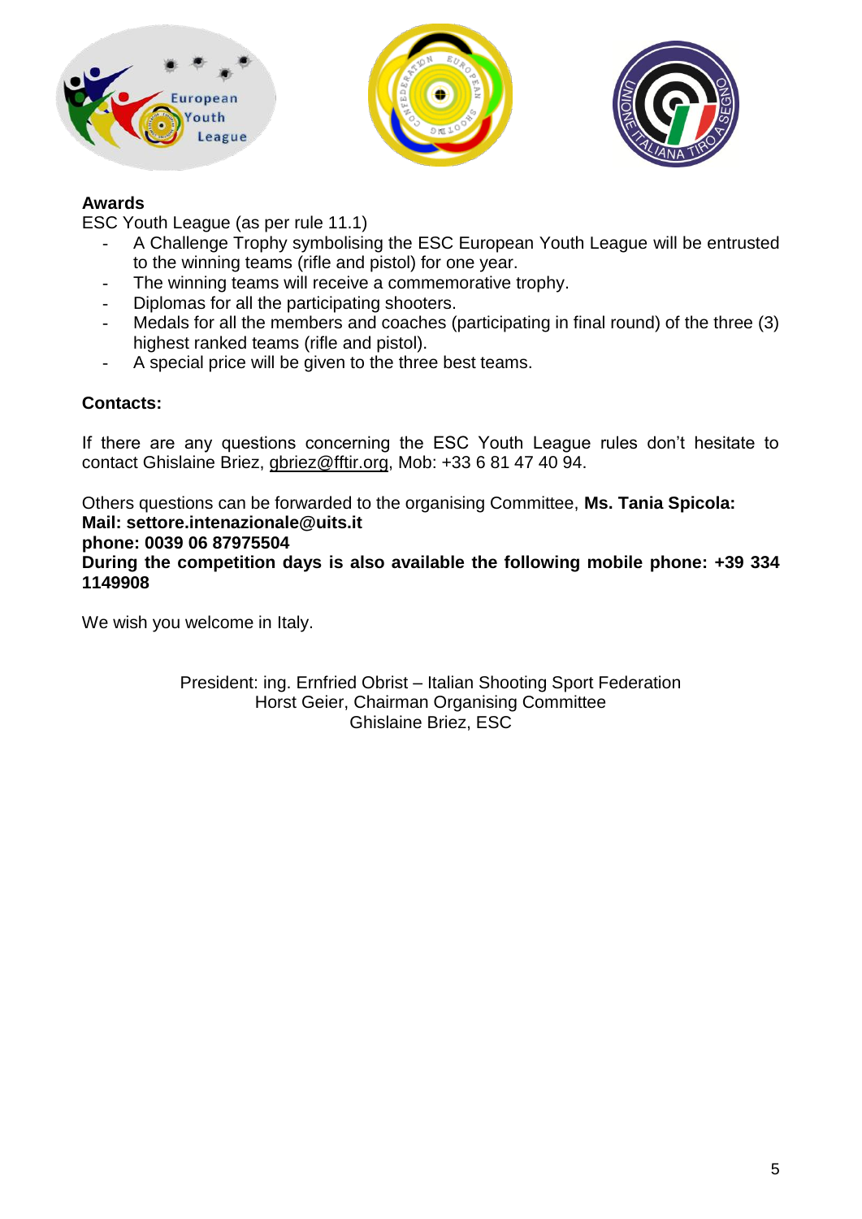**Awards**

ESC Youth League (as per rule 11.1)

- A Challenge Trophy symbolising the ESC European Youth League will be entrusted to the winning teams (rifle and pistol) for one year.
- The winning teams will receive a commemorative trophy.
- Diplomas for all the participating shooters.
- Medals for all the members and coaches (participating in final round) of the three (3) highest ranked teams (rifle and pistol).
- A special price will be given to the three best teams.

**Contacts:**

If there are any questions concerning the ESC Youth League rules don't hesitate to contact Ghislaine Briez, gbriez@fftir.org, Mob: +33 6 81 47 40 94.

Others questions can be forwarded to the organising Committee, **Ms. Tania Spicola:**
**Mail: settore.intenazionale@uits.it**
**phone: 0039 06 87975504**
**During the competition days is also available the following mobile phone: +39 334 1149908**

We wish you welcome in Italy.

President: ing. Ernfried Obrist – Italian Shooting Sport Federation
Horst Geier, Chairman Organising Committee
Ghislaine Briez, ESC